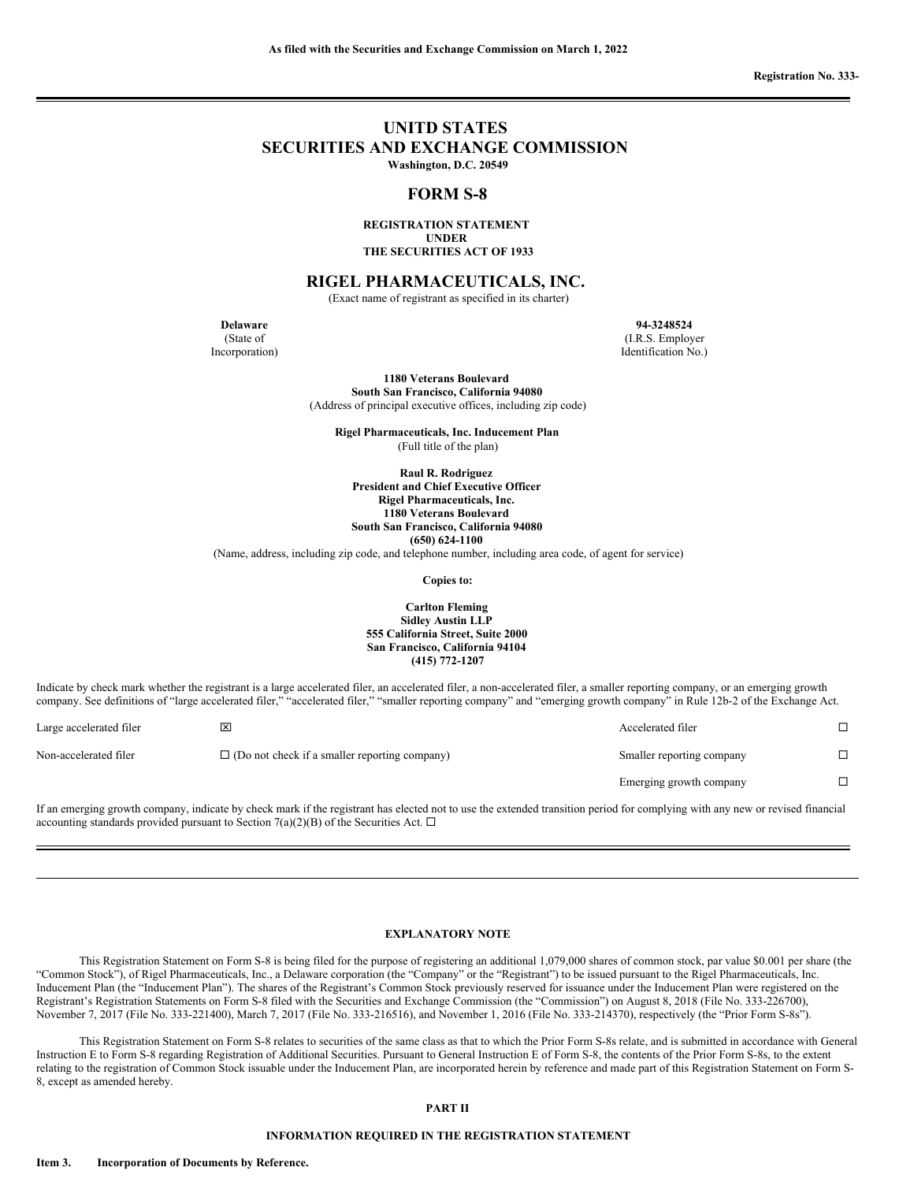As filed with the Securities and Exchange Commission on March 1, 2022

Registration No. 333-

---

# UNITD STATES
# SECURITIES AND EXCHANGE COMMISSION
**Washington, D.C. 20549**

## FORM S-8

**REGISTRATION STATEMENT**
**UNDER**
**THE SECURITIES ACT OF 1933**

## RIGEL PHARMACEUTICALS, INC.
(Exact name of registrant as specified in its charter)

| **Delaware** | **94-3248524** |
|---|---|
| (State of Incorporation) | (I.R.S. Employer Identification No.) |

**1180 Veterans Boulevard**
**South San Francisco, California 94080**
(Address of principal executive offices, including zip code)

**Rigel Pharmaceuticals, Inc. Inducement Plan**
(Full title of the plan)

**Raul R. Rodriguez**
**President and Chief Executive Officer**
**Rigel Pharmaceuticals, Inc.**
**1180 Veterans Boulevard**
**South San Francisco, California 94080**
**(650) 624-1100**
(Name, address, including zip code, and telephone number, including area code, of agent for service)

**Copies to:**

**Carlton Fleming**
**Sidley Austin LLP**
**555 California Street, Suite 2000**
**San Francisco, California 94104**
**(415) 772-1207**

Indicate by check mark whether the registrant is a large accelerated filer, an accelerated filer, a non-accelerated filer, a smaller reporting company, or an emerging growth company. See definitions of "large accelerated filer," "accelerated filer," "smaller reporting company" and "emerging growth company" in Rule 12b-2 of the Exchange Act.

| | | | |
|---|---|---|---|
| Large accelerated filer | ☒ | Accelerated filer | ☐ |
| Non-accelerated filer | ☐ (Do not check if a smaller reporting company) | Smaller reporting company | ☐ |
| | | Emerging growth company | ☐ |

If an emerging growth company, indicate by check mark if the registrant has elected not to use the extended transition period for complying with any new or revised financial accounting standards provided pursuant to Section 7(a)(2)(B) of the Securities Act. ☐

---

### EXPLANATORY NOTE

This Registration Statement on Form S-8 is being filed for the purpose of registering an additional 1,079,000 shares of common stock, par value $0.001 per share (the "Common Stock"), of Rigel Pharmaceuticals, Inc., a Delaware corporation (the "Company" or the "Registrant") to be issued pursuant to the Rigel Pharmaceuticals, Inc. Inducement Plan (the "Inducement Plan"). The shares of the Registrant's Common Stock previously reserved for issuance under the Inducement Plan were registered on the Registrant's Registration Statements on Form S-8 filed with the Securities and Exchange Commission (the "Commission") on August 8, 2018 (File No. 333-226700), November 7, 2017 (File No. 333-221400), March 7, 2017 (File No. 333-216516), and November 1, 2016 (File No. 333-214370), respectively (the "Prior Form S-8s").

This Registration Statement on Form S-8 relates to securities of the same class as that to which the Prior Form S-8s relate, and is submitted in accordance with General Instruction E to Form S-8 regarding Registration of Additional Securities. Pursuant to General Instruction E of Form S-8, the contents of the Prior Form S-8s, to the extent relating to the registration of Common Stock issuable under the Inducement Plan, are incorporated herein by reference and made part of this Registration Statement on Form S-8, except as amended hereby.

### PART II

### INFORMATION REQUIRED IN THE REGISTRATION STATEMENT

**Item 3. Incorporation of Documents by Reference.**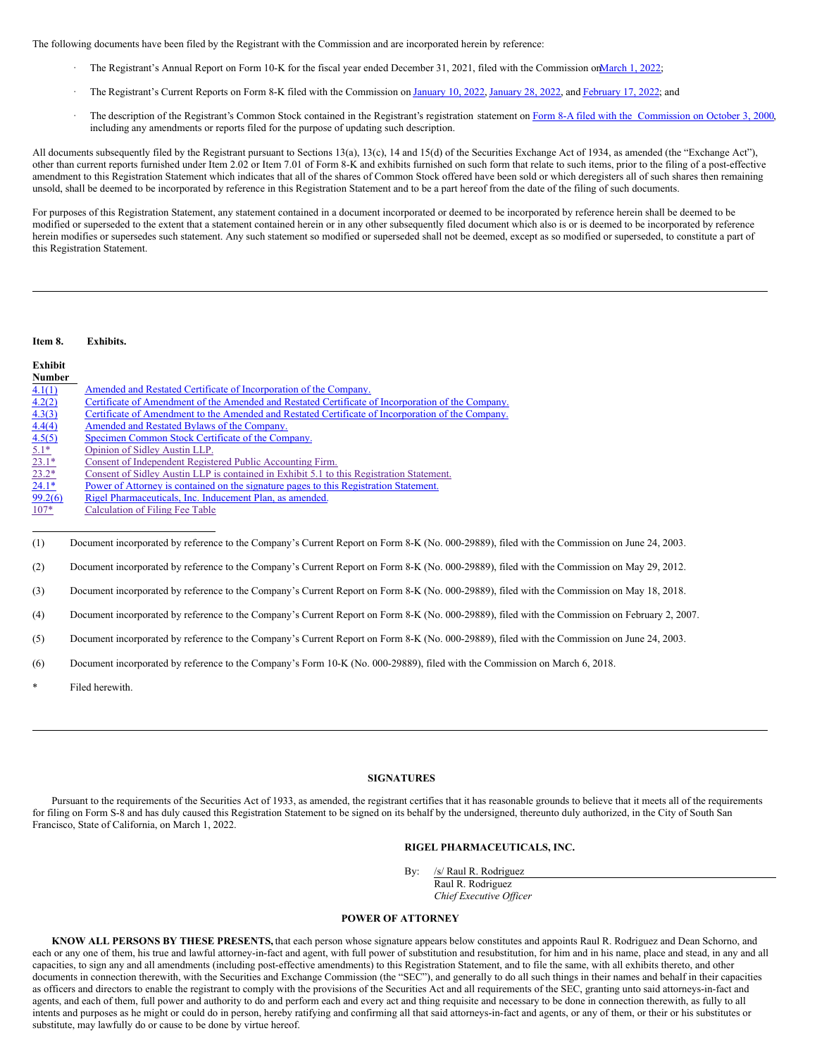The following documents have been filed by the Registrant with the Commission and are incorporated herein by reference:

- The Registrant's Annual Report on Form 10-K for the fiscal year ended December 31, 2021, filed with the Commission on March 1, 2022;
- The Registrant's Current Reports on Form 8-K filed with the Commission on January 10, 2022, January 28, 2022, and February 17, 2022; and
- The description of the Registrant's Common Stock contained in the Registrant's registration statement on Form 8-A filed with the Commission on October 3, 2000, including any amendments or reports filed for the purpose of updating such description.

All documents subsequently filed by the Registrant pursuant to Sections 13(a), 13(c), 14 and 15(d) of the Securities Exchange Act of 1934, as amended (the "Exchange Act"), other than current reports furnished under Item 2.02 or Item 7.01 of Form 8-K and exhibits furnished on such form that relate to such items, prior to the filing of a post-effective amendment to this Registration Statement which indicates that all of the shares of Common Stock offered have been sold or which deregisters all of such shares then remaining unsold, shall be deemed to be incorporated by reference in this Registration Statement and to be a part hereof from the date of the filing of such documents.

For purposes of this Registration Statement, any statement contained in a document incorporated or deemed to be incorporated by reference herein shall be deemed to be modified or superseded to the extent that a statement contained herein or in any other subsequently filed document which also is or is deemed to be incorporated by reference herein modifies or supersedes such statement. Any such statement so modified or superseded shall not be deemed, except as so modified or superseded, to constitute a part of this Registration Statement.

**Item 8. Exhibits.**

| Exhibit Number | |
|---|---|
| 4.1(1) | Amended and Restated Certificate of Incorporation of the Company. |
| 4.2(2) | Certificate of Amendment of the Amended and Restated Certificate of Incorporation of the Company. |
| 4.3(3) | Certificate of Amendment to the Amended and Restated Certificate of Incorporation of the Company. |
| 4.4(4) | Amended and Restated Bylaws of the Company. |
| 4.5(5) | Specimen Common Stock Certificate of the Company. |
| 5.1* | Opinion of Sidley Austin LLP. |
| 23.1* | Consent of Independent Registered Public Accounting Firm. |
| 23.2* | Consent of Sidley Austin LLP is contained in Exhibit 5.1 to this Registration Statement. |
| 24.1* | Power of Attorney is contained on the signature pages to this Registration Statement. |
| 99.2(6) | Rigel Pharmaceuticals, Inc. Inducement Plan, as amended. |
| 107* | Calculation of Filing Fee Table |

(1) Document incorporated by reference to the Company's Current Report on Form 8-K (No. 000-29889), filed with the Commission on June 24, 2003.

(2) Document incorporated by reference to the Company's Current Report on Form 8-K (No. 000-29889), filed with the Commission on May 29, 2012.

(3) Document incorporated by reference to the Company's Current Report on Form 8-K (No. 000-29889), filed with the Commission on May 18, 2018.

(4) Document incorporated by reference to the Company's Current Report on Form 8-K (No. 000-29889), filed with the Commission on February 2, 2007.

(5) Document incorporated by reference to the Company's Current Report on Form 8-K (No. 000-29889), filed with the Commission on June 24, 2003.

(6) Document incorporated by reference to the Company's Form 10-K (No. 000-29889), filed with the Commission on March 6, 2018.

\* Filed herewith.

## SIGNATURES

Pursuant to the requirements of the Securities Act of 1933, as amended, the registrant certifies that it has reasonable grounds to believe that it meets all of the requirements for filing on Form S-8 and has duly caused this Registration Statement to be signed on its behalf by the undersigned, thereunto duly authorized, in the City of South San Francisco, State of California, on March 1, 2022.

**RIGEL PHARMACEUTICALS, INC.**

By: /s/ Raul R. Rodriguez
Raul R. Rodriguez
*Chief Executive Officer*

## POWER OF ATTORNEY

**KNOW ALL PERSONS BY THESE PRESENTS,** that each person whose signature appears below constitutes and appoints Raul R. Rodriguez and Dean Schorno, and each or any one of them, his true and lawful attorney-in-fact and agent, with full power of substitution and resubstitution, for him and in his name, place and stead, in any and all capacities, to sign any and all amendments (including post-effective amendments) to this Registration Statement, and to file the same, with all exhibits thereto, and other documents in connection therewith, with the Securities and Exchange Commission (the "SEC"), and generally to do all such things in their names and behalf in their capacities as officers and directors to enable the registrant to comply with the provisions of the Securities Act and all requirements of the SEC, granting unto said attorneys-in-fact and agents, and each of them, full power and authority to do and perform each and every act and thing requisite and necessary to be done in connection therewith, as fully to all intents and purposes as he might or could do in person, hereby ratifying and confirming all that said attorneys-in-fact and agents, or any of them, or their or his substitutes or substitute, may lawfully do or cause to be done by virtue hereof.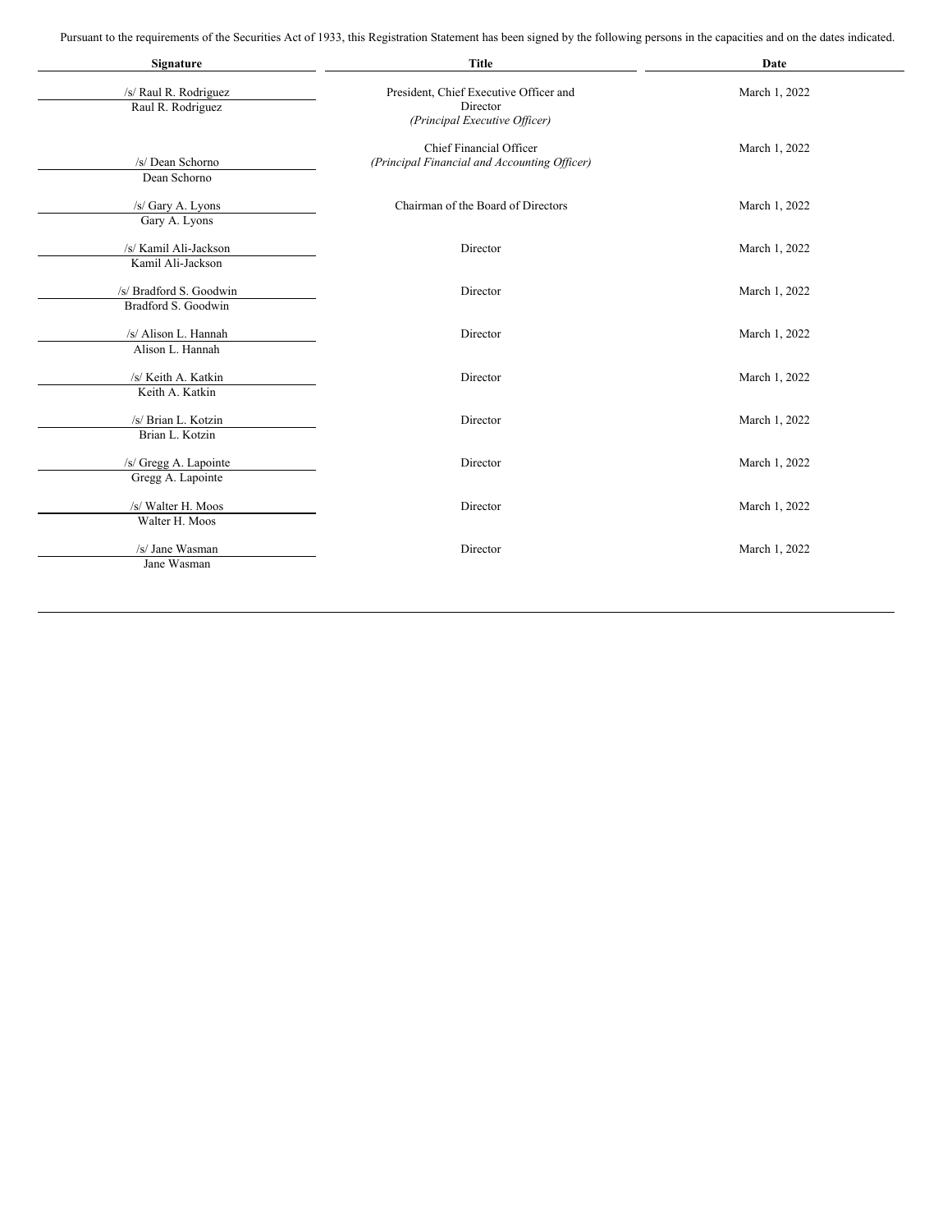Pursuant to the requirements of the Securities Act of 1933, this Registration Statement has been signed by the following persons in the capacities and on the dates indicated.

| Signature | Title | Date |
| --- | --- | --- |
| /s/ Raul R. Rodriguez<br>Raul R. Rodriguez | President, Chief Executive Officer and Director<br>*(Principal Executive Officer)* | March 1, 2022 |
| /s/ Dean Schorno<br>Dean Schorno | Chief Financial Officer<br>*(Principal Financial and Accounting Officer)* | March 1, 2022 |
| /s/ Gary A. Lyons<br>Gary A. Lyons | Chairman of the Board of Directors | March 1, 2022 |
| /s/ Kamil Ali-Jackson<br>Kamil Ali-Jackson | Director | March 1, 2022 |
| /s/ Bradford S. Goodwin<br>Bradford S. Goodwin | Director | March 1, 2022 |
| /s/ Alison L. Hannah<br>Alison L. Hannah | Director | March 1, 2022 |
| /s/ Keith A. Katkin<br>Keith A. Katkin | Director | March 1, 2022 |
| /s/ Brian L. Kotzin<br>Brian L. Kotzin | Director | March 1, 2022 |
| /s/ Gregg A. Lapointe<br>Gregg A. Lapointe | Director | March 1, 2022 |
| /s/ Walter H. Moos<br>Walter H. Moos | Director | March 1, 2022 |
| /s/ Jane Wasman<br>Jane Wasman | Director | March 1, 2022 |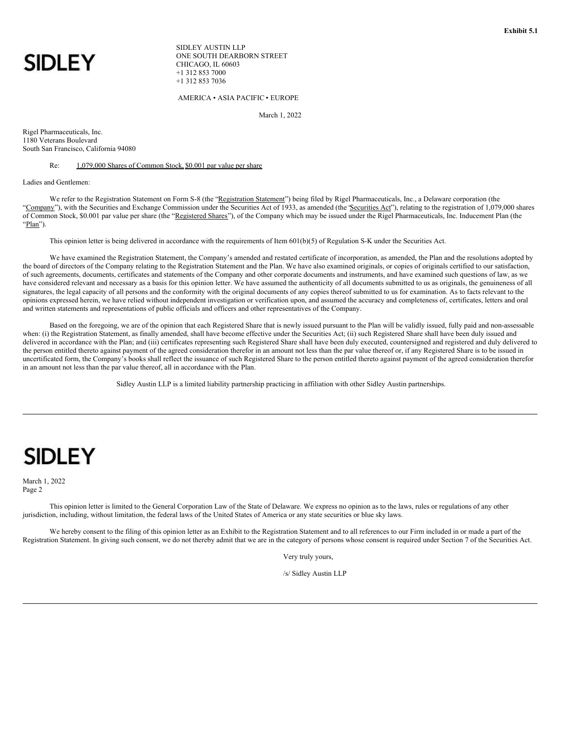**Exhibit 5.1**

SIDLEY

SIDLEY AUSTIN LLP
ONE SOUTH DEARBORN STREET
CHICAGO, IL 60603
+1 312 853 7000
+1 312 853 7036

AMERICA • ASIA PACIFIC • EUROPE

March 1, 2022

Rigel Pharmaceuticals, Inc.
1180 Veterans Boulevard
South San Francisco, California 94080

Re: 1,079,000 Shares of Common Stock, $0.001 par value per share

Ladies and Gentlemen:

We refer to the Registration Statement on Form S-8 (the "Registration Statement") being filed by Rigel Pharmaceuticals, Inc., a Delaware corporation (the "Company"), with the Securities and Exchange Commission under the Securities Act of 1933, as amended (the 'Securities Act"), relating to the registration of 1,079,000 shares of Common Stock, $0.001 par value per share (the "Registered Shares"), of the Company which may be issued under the Rigel Pharmaceuticals, Inc. Inducement Plan (the "Plan").

This opinion letter is being delivered in accordance with the requirements of Item 601(b)(5) of Regulation S-K under the Securities Act.

We have examined the Registration Statement, the Company's amended and restated certificate of incorporation, as amended, the Plan and the resolutions adopted by the board of directors of the Company relating to the Registration Statement and the Plan. We have also examined originals, or copies of originals certified to our satisfaction, of such agreements, documents, certificates and statements of the Company and other corporate documents and instruments, and have examined such questions of law, as we have considered relevant and necessary as a basis for this opinion letter. We have assumed the authenticity of all documents submitted to us as originals, the genuineness of all signatures, the legal capacity of all persons and the conformity with the original documents of any copies thereof submitted to us for examination. As to facts relevant to the opinions expressed herein, we have relied without independent investigation or verification upon, and assumed the accuracy and completeness of, certificates, letters and oral and written statements and representations of public officials and officers and other representatives of the Company.

Based on the foregoing, we are of the opinion that each Registered Share that is newly issued pursuant to the Plan will be validly issued, fully paid and non-assessable when: (i) the Registration Statement, as finally amended, shall have become effective under the Securities Act; (ii) such Registered Share shall have been duly issued and delivered in accordance with the Plan; and (iii) certificates representing such Registered Share shall have been duly executed, countersigned and registered and duly delivered to the person entitled thereto against payment of the agreed consideration therefor in an amount not less than the par value thereof or, if any Registered Share is to be issued in uncertificated form, the Company's books shall reflect the issuance of such Registered Share to the person entitled thereto against payment of the agreed consideration therefor in an amount not less than the par value thereof, all in accordance with the Plan.

Sidley Austin LLP is a limited liability partnership practicing in affiliation with other Sidley Austin partnerships.

---

SIDLEY

March 1, 2022
Page 2

This opinion letter is limited to the General Corporation Law of the State of Delaware. We express no opinion as to the laws, rules or regulations of any other jurisdiction, including, without limitation, the federal laws of the United States of America or any state securities or blue sky laws.

We hereby consent to the filing of this opinion letter as an Exhibit to the Registration Statement and to all references to our Firm included in or made a part of the Registration Statement. In giving such consent, we do not thereby admit that we are in the category of persons whose consent is required under Section 7 of the Securities Act.

Very truly yours,

/s/ Sidley Austin LLP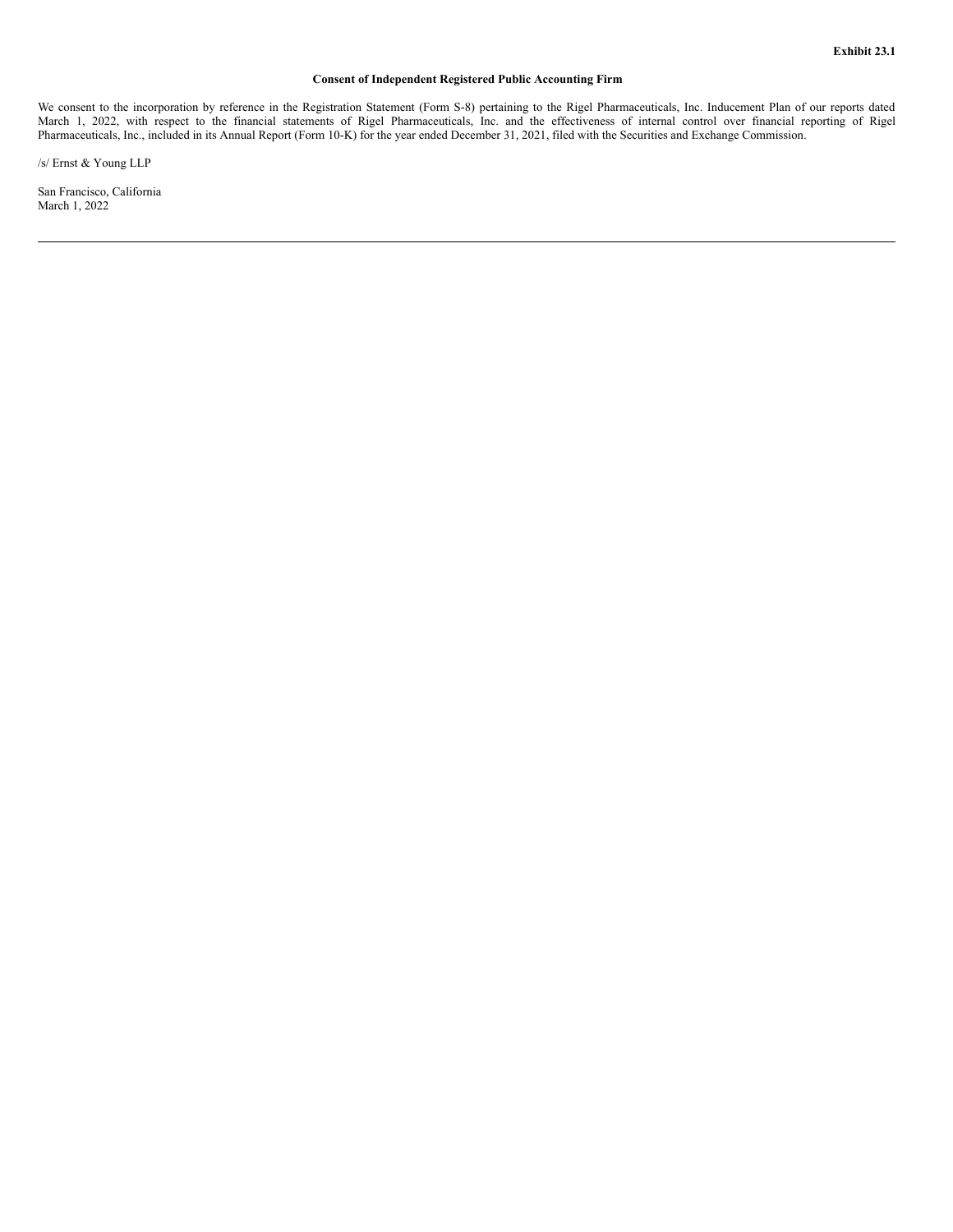**Exhibit 23.1**

**Consent of Independent Registered Public Accounting Firm**

We consent to the incorporation by reference in the Registration Statement (Form S-8) pertaining to the Rigel Pharmaceuticals, Inc. Inducement Plan of our reports dated March 1, 2022, with respect to the financial statements of Rigel Pharmaceuticals, Inc. and the effectiveness of internal control over financial reporting of Rigel Pharmaceuticals, Inc., included in its Annual Report (Form 10-K) for the year ended December 31, 2021, filed with the Securities and Exchange Commission.

/s/ Ernst & Young LLP

San Francisco, California
March 1, 2022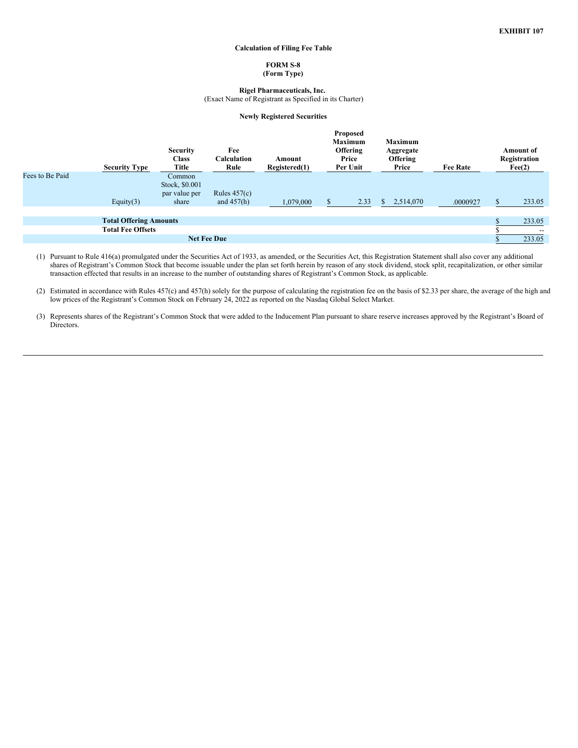**EXHIBIT 107**

**Calculation of Filing Fee Table**

**FORM S-8**
**(Form Type)**

**Rigel Pharmaceuticals, Inc.**
(Exact Name of Registrant as Specified in its Charter)

**Newly Registered Securities**

| | Security Type | Security Class Title | Fee Calculation Rule | Amount Registered(1) | Proposed Maximum Offering Price Per Unit | Maximum Aggregate Offering Price | Fee Rate | Amount of Registration Fee(2) |
|---|---|---|---|---|---|---|---|---|
| Fees to Be Paid | Equity(3) | Common Stock, $0.001 par value per share | Rules 457(c) and 457(h) | 1,079,000 | $ 2.33 | $ 2,514,070 | .0000927 | $ 233.05 |
| | **Total Offering Amounts** | | | | | | | $ 233.05 |
| | **Total Fee Offsets** | | | | | | | $ -- |
| | | **Net Fee Due** | | | | | | $ 233.05 |

(1) Pursuant to Rule 416(a) promulgated under the Securities Act of 1933, as amended, or the Securities Act, this Registration Statement shall also cover any additional shares of Registrant's Common Stock that become issuable under the plan set forth herein by reason of any stock dividend, stock split, recapitalization, or other similar transaction effected that results in an increase to the number of outstanding shares of Registrant's Common Stock, as applicable.

(2) Estimated in accordance with Rules 457(c) and 457(h) solely for the purpose of calculating the registration fee on the basis of $2.33 per share, the average of the high and low prices of the Registrant's Common Stock on February 24, 2022 as reported on the Nasdaq Global Select Market.

(3) Represents shares of the Registrant's Common Stock that were added to the Inducement Plan pursuant to share reserve increases approved by the Registrant's Board of Directors.